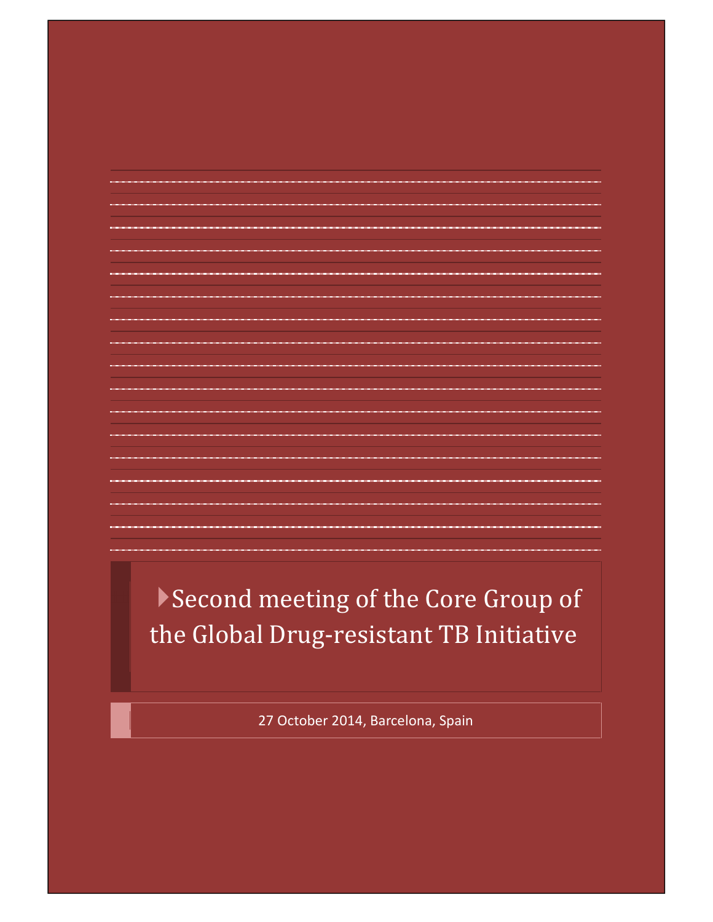# Second meeting of the Core Group of the Global Drug-resistant TB Initiative

27 October 2014, Barcelona, Spain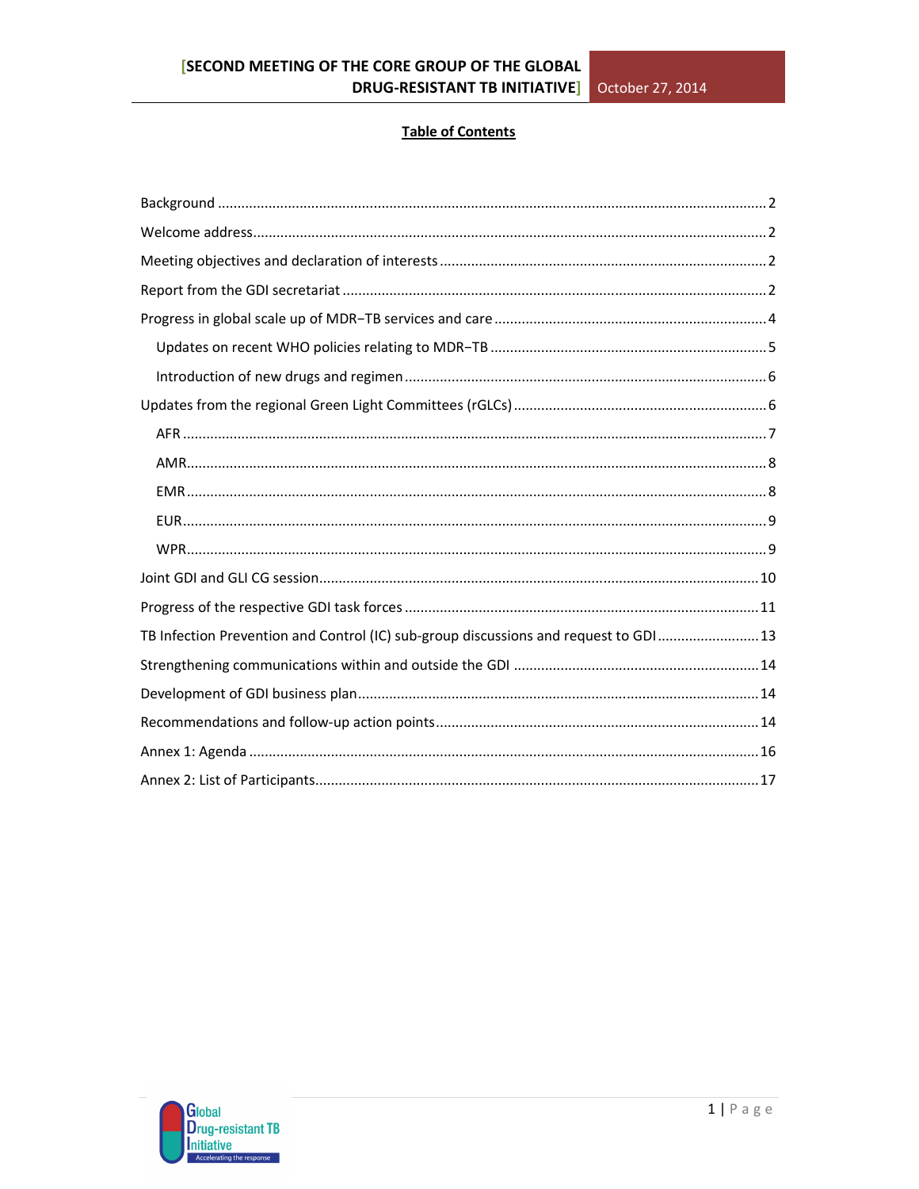## Table of Contents

Background ........................................................................................................................................ 2

Welcome address................................................................................................................................ 2

Meeting objectives and declaration of interests ................................................................................... 2

Report from the GDI secretariat ........................................................................................................... 2

Progress in global scale up of MDR−TB services and care ..................................................................... 4

- Updates on recent WHO policies relating to MDR−TB ...................................................................... 5
- Introduction of new drugs and regimen ........................................................................................... 6

Updates from the regional Green Light Committees (rGLCs) ................................................................ 6

- AFR ................................................................................................................................................... 7
- AMR................................................................................................................................................... 8
- EMR .................................................................................................................................................. 8
- EUR ................................................................................................................................................... 9
- WPR................................................................................................................................................... 9

Joint GDI and GLI CG session............................................................................................................... 10

Progress of the respective GDI task forces .......................................................................................... 11

TB Infection Prevention and Control (IC) sub-group discussions and request to GDI .......................... 13

Strengthening communications within and outside the GDI .............................................................. 14

Development of GDI business plan...................................................................................................... 14

Recommendations and follow-up action points.................................................................................. 14

Annex 1: Agenda ................................................................................................................................. 16

Annex 2: List of Participants................................................................................................................ 17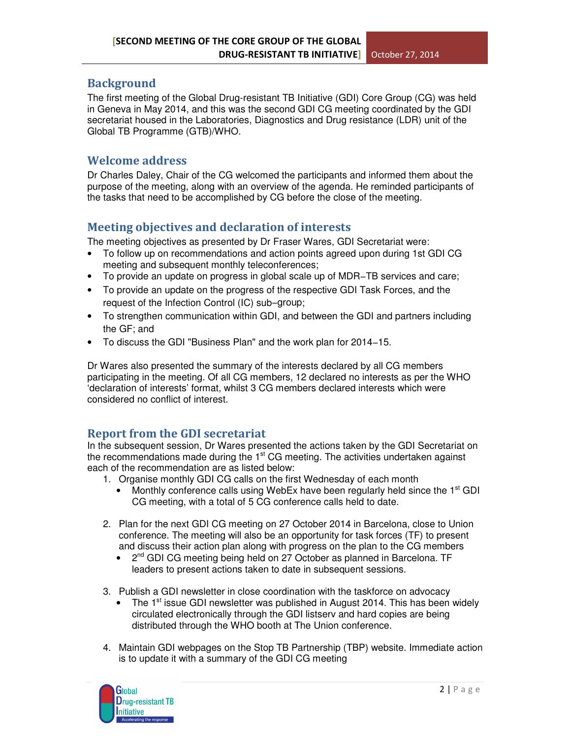## Background

The first meeting of the Global Drug-resistant TB Initiative (GDI) Core Group (CG) was held in Geneva in May 2014, and this was the second GDI CG meeting coordinated by the GDI secretariat housed in the Laboratories, Diagnostics and Drug resistance (LDR) unit of the Global TB Programme (GTB)/WHO.

## Welcome address

Dr Charles Daley, Chair of the CG welcomed the participants and informed them about the purpose of the meeting, along with an overview of the agenda. He reminded participants of the tasks that need to be accomplished by CG before the close of the meeting.

## Meeting objectives and declaration of interests

The meeting objectives as presented by Dr Fraser Wares, GDI Secretariat were:

- To follow up on recommendations and action points agreed upon during 1st GDI CG meeting and subsequent monthly teleconferences;
- To provide an update on progress in global scale up of MDR–TB services and care;
- To provide an update on the progress of the respective GDI Task Forces, and the request of the Infection Control (IC) sub–group;
- To strengthen communication within GDI, and between the GDI and partners including the GF; and
- To discuss the GDI "Business Plan" and the work plan for 2014–15.

Dr Wares also presented the summary of the interests declared by all CG members participating in the meeting. Of all CG members, 12 declared no interests as per the WHO 'declaration of interests' format, whilst 3 CG members declared interests which were considered no conflict of interest.

## Report from the GDI secretariat

In the subsequent session, Dr Wares presented the actions taken by the GDI Secretariat on the recommendations made during the 1st CG meeting. The activities undertaken against each of the recommendation are as listed below:

1. Organise monthly GDI CG calls on the first Wednesday of each month
   - Monthly conference calls using WebEx have been regularly held since the 1st GDI CG meeting, with a total of 5 CG conference calls held to date.

2. Plan for the next GDI CG meeting on 27 October 2014 in Barcelona, close to Union conference. The meeting will also be an opportunity for task forces (TF) to present and discuss their action plan along with progress on the plan to the CG members
   - 2nd GDI CG meeting being held on 27 October as planned in Barcelona. TF leaders to present actions taken to date in subsequent sessions.

3. Publish a GDI newsletter in close coordination with the taskforce on advocacy
   - The 1st issue GDI newsletter was published in August 2014. This has been widely circulated electronically through the GDI listserv and hard copies are being distributed through the WHO booth at The Union conference.

4. Maintain GDI webpages on the Stop TB Partnership (TBP) website. Immediate action is to update it with a summary of the GDI CG meeting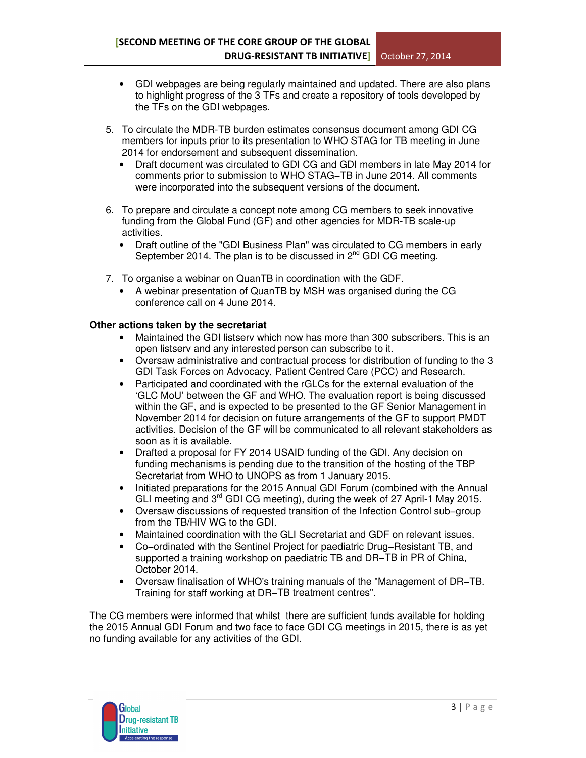- GDI webpages are being regularly maintained and updated. There are also plans to highlight progress of the 3 TFs and create a repository of tools developed by the TFs on the GDI webpages.

5. To circulate the MDR-TB burden estimates consensus document among GDI CG members for inputs prior to its presentation to WHO STAG for TB meeting in June 2014 for endorsement and subsequent dissemination.
   - Draft document was circulated to GDI CG and GDI members in late May 2014 for comments prior to submission to WHO STAG−TB in June 2014. All comments were incorporated into the subsequent versions of the document.

6. To prepare and circulate a concept note among CG members to seek innovative funding from the Global Fund (GF) and other agencies for MDR-TB scale-up activities.
   - Draft outline of the "GDI Business Plan" was circulated to CG members in early September 2014. The plan is to be discussed in 2nd GDI CG meeting.

7. To organise a webinar on QuanTB in coordination with the GDF.
   - A webinar presentation of QuanTB by MSH was organised during the CG conference call on 4 June 2014.

**Other actions taken by the secretariat**

- Maintained the GDI listserv which now has more than 300 subscribers. This is an open listserv and any interested person can subscribe to it.
- Oversaw administrative and contractual process for distribution of funding to the 3 GDI Task Forces on Advocacy, Patient Centred Care (PCC) and Research.
- Participated and coordinated with the rGLCs for the external evaluation of the 'GLC MoU' between the GF and WHO. The evaluation report is being discussed within the GF, and is expected to be presented to the GF Senior Management in November 2014 for decision on future arrangements of the GF to support PMDT activities. Decision of the GF will be communicated to all relevant stakeholders as soon as it is available.
- Drafted a proposal for FY 2014 USAID funding of the GDI. Any decision on funding mechanisms is pending due to the transition of the hosting of the TBP Secretariat from WHO to UNOPS as from 1 January 2015.
- Initiated preparations for the 2015 Annual GDI Forum (combined with the Annual GLI meeting and 3rd GDI CG meeting), during the week of 27 April-1 May 2015.
- Oversaw discussions of requested transition of the Infection Control sub−group from the TB/HIV WG to the GDI.
- Maintained coordination with the GLI Secretariat and GDF on relevant issues.
- Co−ordinated with the Sentinel Project for paediatric Drug−Resistant TB, and supported a training workshop on paediatric TB and DR−TB in PR of China, October 2014.
- Oversaw finalisation of WHO's training manuals of the "Management of DR−TB. Training for staff working at DR−TB treatment centres".

The CG members were informed that whilst there are sufficient funds available for holding the 2015 Annual GDI Forum and two face to face GDI CG meetings in 2015, there is as yet no funding available for any activities of the GDI.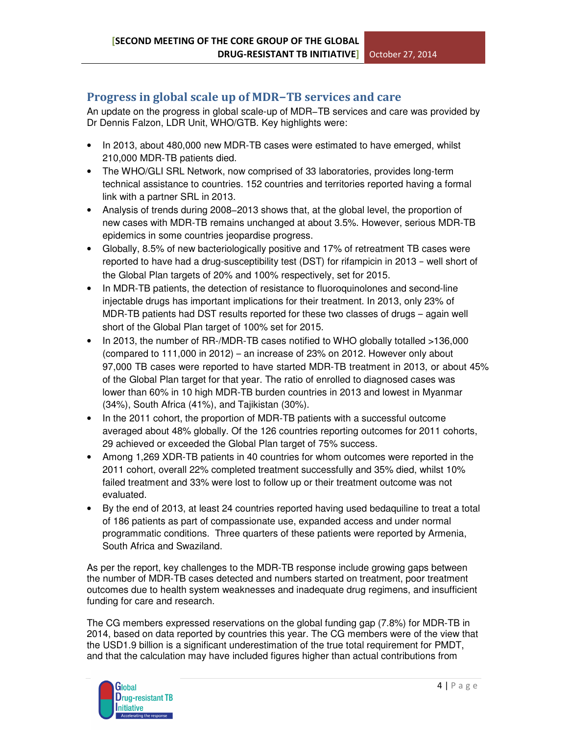## Progress in global scale up of MDR–TB services and care

An update on the progress in global scale-up of MDR–TB services and care was provided by Dr Dennis Falzon, LDR Unit, WHO/GTB. Key highlights were:

- In 2013, about 480,000 new MDR-TB cases were estimated to have emerged, whilst 210,000 MDR-TB patients died.
- The WHO/GLI SRL Network, now comprised of 33 laboratories, provides long-term technical assistance to countries. 152 countries and territories reported having a formal link with a partner SRL in 2013.
- Analysis of trends during 2008–2013 shows that, at the global level, the proportion of new cases with MDR-TB remains unchanged at about 3.5%. However, serious MDR-TB epidemics in some countries jeopardise progress.
- Globally, 8.5% of new bacteriologically positive and 17% of retreatment TB cases were reported to have had a drug-susceptibility test (DST) for rifampicin in 2013 – well short of the Global Plan targets of 20% and 100% respectively, set for 2015.
- In MDR-TB patients, the detection of resistance to fluoroquinolones and second-line injectable drugs has important implications for their treatment. In 2013, only 23% of MDR-TB patients had DST results reported for these two classes of drugs – again well short of the Global Plan target of 100% set for 2015.
- In 2013, the number of RR-/MDR-TB cases notified to WHO globally totalled >136,000 (compared to 111,000 in 2012) – an increase of 23% on 2012. However only about 97,000 TB cases were reported to have started MDR-TB treatment in 2013, or about 45% of the Global Plan target for that year. The ratio of enrolled to diagnosed cases was lower than 60% in 10 high MDR-TB burden countries in 2013 and lowest in Myanmar (34%), South Africa (41%), and Tajikistan (30%).
- In the 2011 cohort, the proportion of MDR-TB patients with a successful outcome averaged about 48% globally. Of the 126 countries reporting outcomes for 2011 cohorts, 29 achieved or exceeded the Global Plan target of 75% success.
- Among 1,269 XDR-TB patients in 40 countries for whom outcomes were reported in the 2011 cohort, overall 22% completed treatment successfully and 35% died, whilst 10% failed treatment and 33% were lost to follow up or their treatment outcome was not evaluated.
- By the end of 2013, at least 24 countries reported having used bedaquiline to treat a total of 186 patients as part of compassionate use, expanded access and under normal programmatic conditions. Three quarters of these patients were reported by Armenia, South Africa and Swaziland.

As per the report, key challenges to the MDR-TB response include growing gaps between the number of MDR-TB cases detected and numbers started on treatment, poor treatment outcomes due to health system weaknesses and inadequate drug regimens, and insufficient funding for care and research.

The CG members expressed reservations on the global funding gap (7.8%) for MDR-TB in 2014, based on data reported by countries this year. The CG members were of the view that the USD1.9 billion is a significant underestimation of the true total requirement for PMDT, and that the calculation may have included figures higher than actual contributions from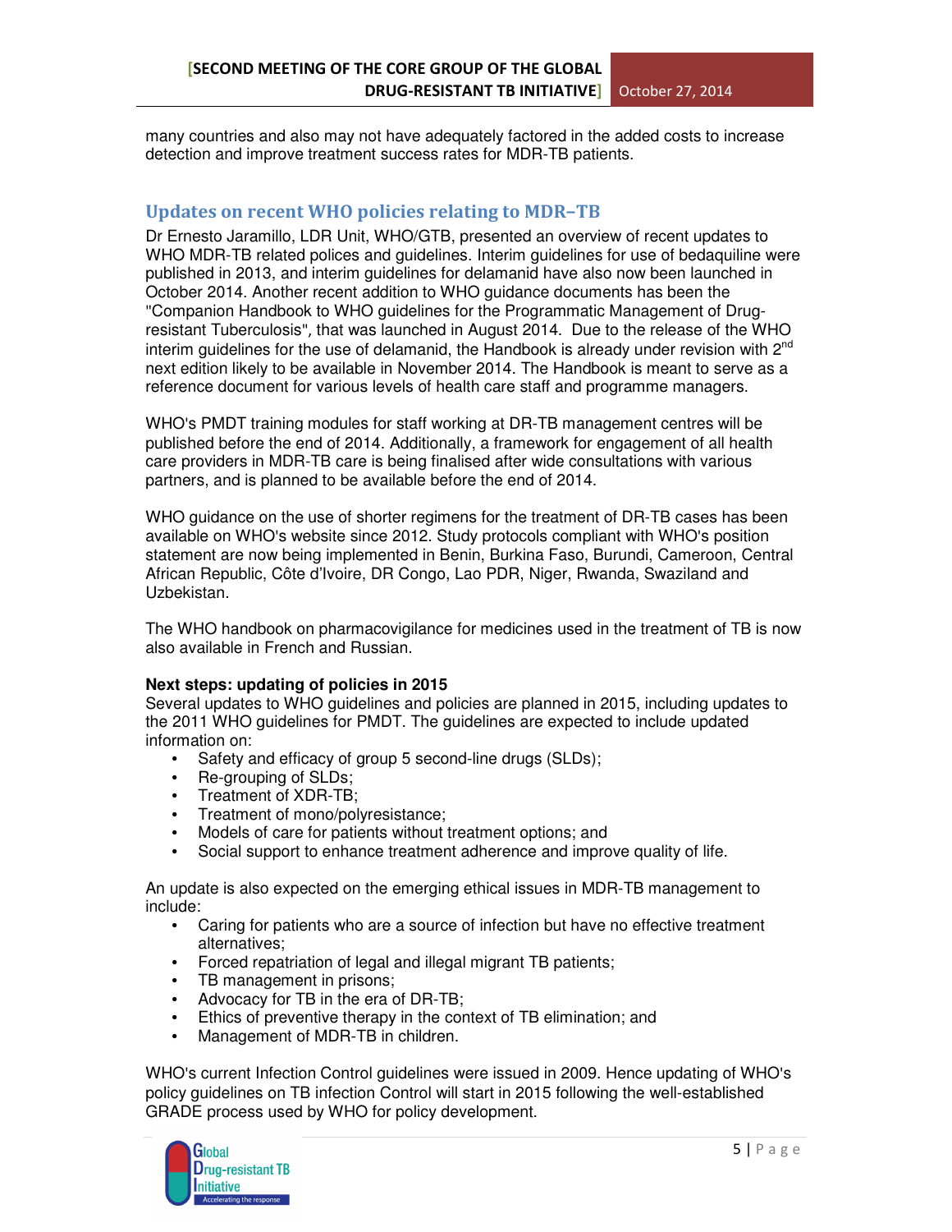many countries and also may not have adequately factored in the added costs to increase detection and improve treatment success rates for MDR-TB patients.

## Updates on recent WHO policies relating to MDR–TB

Dr Ernesto Jaramillo, LDR Unit, WHO/GTB, presented an overview of recent updates to WHO MDR-TB related polices and guidelines. Interim guidelines for use of bedaquiline were published in 2013, and interim guidelines for delamanid have also now been launched in October 2014. Another recent addition to WHO guidance documents has been the "Companion Handbook to WHO guidelines for the Programmatic Management of Drug-resistant Tuberculosis", that was launched in August 2014. Due to the release of the WHO interim guidelines for the use of delamanid, the Handbook is already under revision with 2nd next edition likely to be available in November 2014. The Handbook is meant to serve as a reference document for various levels of health care staff and programme managers.

WHO's PMDT training modules for staff working at DR-TB management centres will be published before the end of 2014. Additionally, a framework for engagement of all health care providers in MDR-TB care is being finalised after wide consultations with various partners, and is planned to be available before the end of 2014.

WHO guidance on the use of shorter regimens for the treatment of DR-TB cases has been available on WHO's website since 2012. Study protocols compliant with WHO's position statement are now being implemented in Benin, Burkina Faso, Burundi, Cameroon, Central African Republic, Côte d'Ivoire, DR Congo, Lao PDR, Niger, Rwanda, Swaziland and Uzbekistan.

The WHO handbook on pharmacovigilance for medicines used in the treatment of TB is now also available in French and Russian.

**Next steps: updating of policies in 2015**

Several updates to WHO guidelines and policies are planned in 2015, including updates to the 2011 WHO guidelines for PMDT. The guidelines are expected to include updated information on:

- Safety and efficacy of group 5 second-line drugs (SLDs);
- Re-grouping of SLDs;
- Treatment of XDR-TB;
- Treatment of mono/polyresistance;
- Models of care for patients without treatment options; and
- Social support to enhance treatment adherence and improve quality of life.

An update is also expected on the emerging ethical issues in MDR-TB management to include:

- Caring for patients who are a source of infection but have no effective treatment alternatives;
- Forced repatriation of legal and illegal migrant TB patients;
- TB management in prisons;
- Advocacy for TB in the era of DR-TB;
- Ethics of preventive therapy in the context of TB elimination; and
- Management of MDR-TB in children.

WHO's current Infection Control guidelines were issued in 2009. Hence updating of WHO's policy guidelines on TB infection Control will start in 2015 following the well-established GRADE process used by WHO for policy development.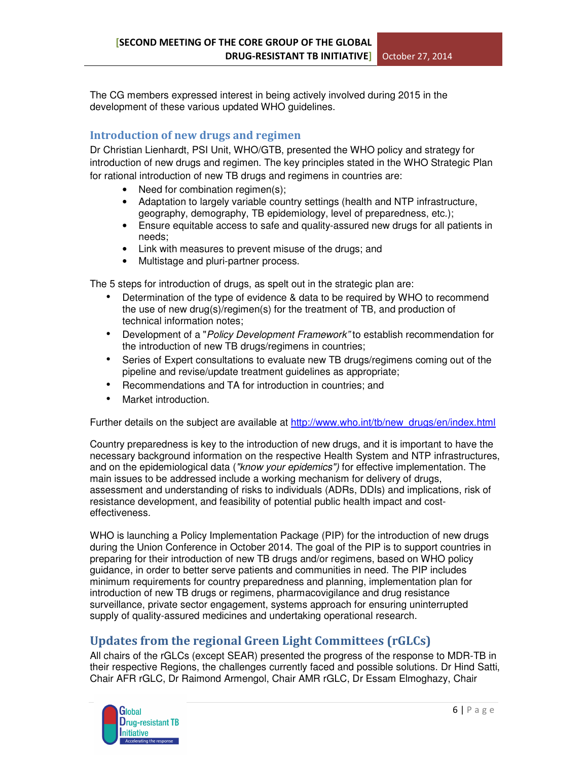The CG members expressed interest in being actively involved during 2015 in the development of these various updated WHO guidelines.

## Introduction of new drugs and regimen

Dr Christian Lienhardt, PSI Unit, WHO/GTB, presented the WHO policy and strategy for introduction of new drugs and regimen. The key principles stated in the WHO Strategic Plan for rational introduction of new TB drugs and regimens in countries are:

- Need for combination regimen(s);
- Adaptation to largely variable country settings (health and NTP infrastructure, geography, demography, TB epidemiology, level of preparedness, etc.);
- Ensure equitable access to safe and quality-assured new drugs for all patients in needs;
- Link with measures to prevent misuse of the drugs; and
- Multistage and pluri-partner process.

The 5 steps for introduction of drugs, as spelt out in the strategic plan are:

- Determination of the type of evidence & data to be required by WHO to recommend the use of new drug(s)/regimen(s) for the treatment of TB, and production of technical information notes;
- Development of a "*Policy Development Framework"* to establish recommendation for the introduction of new TB drugs/regimens in countries;
- Series of Expert consultations to evaluate new TB drugs/regimens coming out of the pipeline and revise/update treatment guidelines as appropriate;
- Recommendations and TA for introduction in countries; and
- Market introduction.

Further details on the subject are available at http://www.who.int/tb/new_drugs/en/index.html

Country preparedness is key to the introduction of new drugs, and it is important to have the necessary background information on the respective Health System and NTP infrastructures, and on the epidemiological data (*"know your epidemics")* for effective implementation. The main issues to be addressed include a working mechanism for delivery of drugs, assessment and understanding of risks to individuals (ADRs, DDIs) and implications, risk of resistance development, and feasibility of potential public health impact and cost-effectiveness.

WHO is launching a Policy Implementation Package (PIP) for the introduction of new drugs during the Union Conference in October 2014. The goal of the PIP is to support countries in preparing for their introduction of new TB drugs and/or regimens, based on WHO policy guidance, in order to better serve patients and communities in need. The PIP includes minimum requirements for country preparedness and planning, implementation plan for introduction of new TB drugs or regimens, pharmacovigilance and drug resistance surveillance, private sector engagement, systems approach for ensuring uninterrupted supply of quality-assured medicines and undertaking operational research.

## Updates from the regional Green Light Committees (rGLCs)

All chairs of the rGLCs (except SEAR) presented the progress of the response to MDR-TB in their respective Regions, the challenges currently faced and possible solutions. Dr Hind Satti, Chair AFR rGLC, Dr Raimond Armengol, Chair AMR rGLC, Dr Essam Elmoghazy, Chair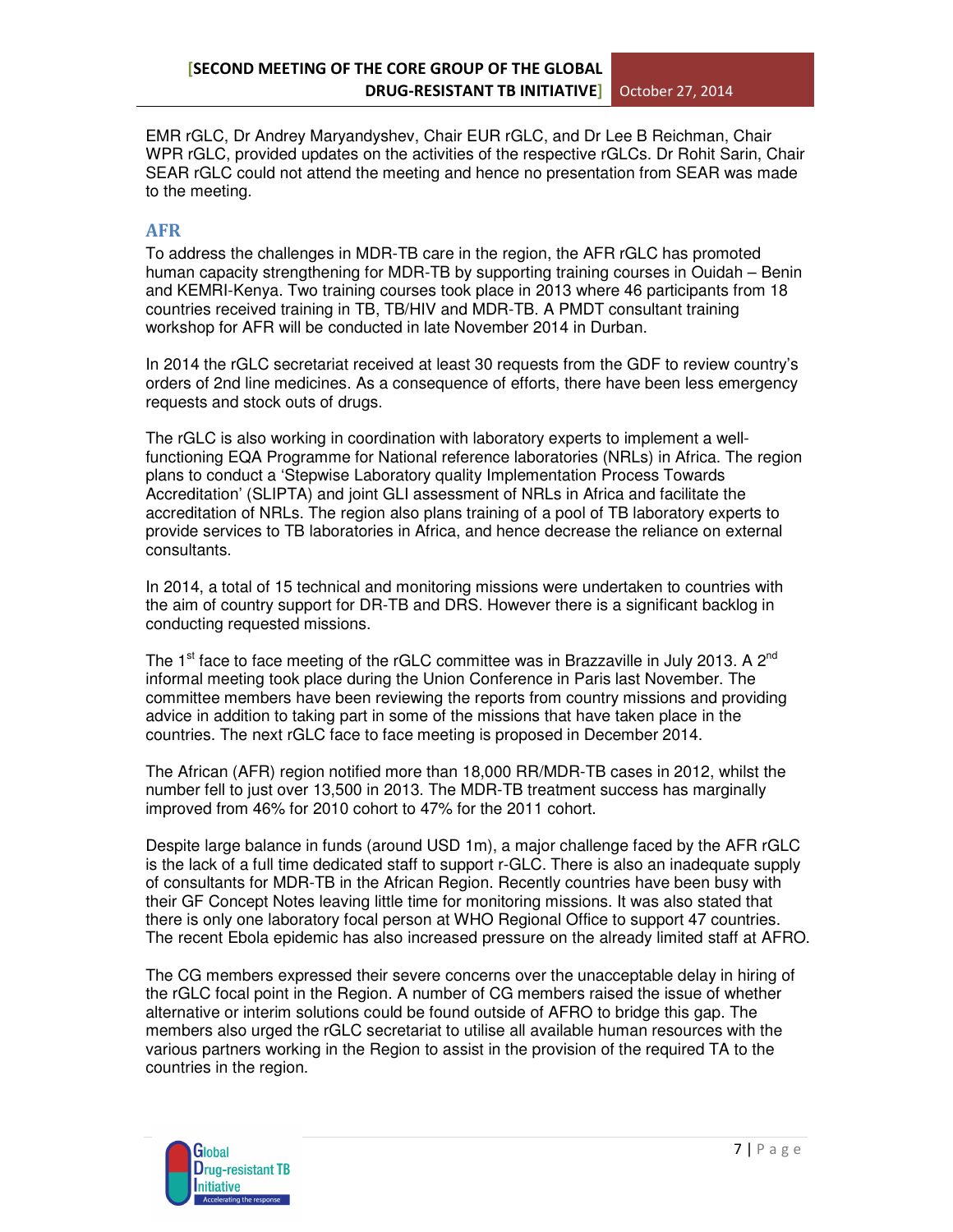EMR rGLC, Dr Andrey Maryandyshev, Chair EUR rGLC, and Dr Lee B Reichman, Chair WPR rGLC, provided updates on the activities of the respective rGLCs. Dr Rohit Sarin, Chair SEAR rGLC could not attend the meeting and hence no presentation from SEAR was made to the meeting.

## AFR

To address the challenges in MDR-TB care in the region, the AFR rGLC has promoted human capacity strengthening for MDR-TB by supporting training courses in Ouidah – Benin and KEMRI-Kenya. Two training courses took place in 2013 where 46 participants from 18 countries received training in TB, TB/HIV and MDR-TB. A PMDT consultant training workshop for AFR will be conducted in late November 2014 in Durban.

In 2014 the rGLC secretariat received at least 30 requests from the GDF to review country's orders of 2nd line medicines. As a consequence of efforts, there have been less emergency requests and stock outs of drugs.

The rGLC is also working in coordination with laboratory experts to implement a well-functioning EQA Programme for National reference laboratories (NRLs) in Africa. The region plans to conduct a 'Stepwise Laboratory quality Implementation Process Towards Accreditation' (SLIPTA) and joint GLI assessment of NRLs in Africa and facilitate the accreditation of NRLs. The region also plans training of a pool of TB laboratory experts to provide services to TB laboratories in Africa, and hence decrease the reliance on external consultants.

In 2014, a total of 15 technical and monitoring missions were undertaken to countries with the aim of country support for DR-TB and DRS. However there is a significant backlog in conducting requested missions.

The 1st face to face meeting of the rGLC committee was in Brazzaville in July 2013. A 2nd informal meeting took place during the Union Conference in Paris last November. The committee members have been reviewing the reports from country missions and providing advice in addition to taking part in some of the missions that have taken place in the countries. The next rGLC face to face meeting is proposed in December 2014.

The African (AFR) region notified more than 18,000 RR/MDR-TB cases in 2012, whilst the number fell to just over 13,500 in 2013. The MDR-TB treatment success has marginally improved from 46% for 2010 cohort to 47% for the 2011 cohort.

Despite large balance in funds (around USD 1m), a major challenge faced by the AFR rGLC is the lack of a full time dedicated staff to support r-GLC. There is also an inadequate supply of consultants for MDR-TB in the African Region. Recently countries have been busy with their GF Concept Notes leaving little time for monitoring missions. It was also stated that there is only one laboratory focal person at WHO Regional Office to support 47 countries. The recent Ebola epidemic has also increased pressure on the already limited staff at AFRO.

The CG members expressed their severe concerns over the unacceptable delay in hiring of the rGLC focal point in the Region. A number of CG members raised the issue of whether alternative or interim solutions could be found outside of AFRO to bridge this gap. The members also urged the rGLC secretariat to utilise all available human resources with the various partners working in the Region to assist in the provision of the required TA to the countries in the region.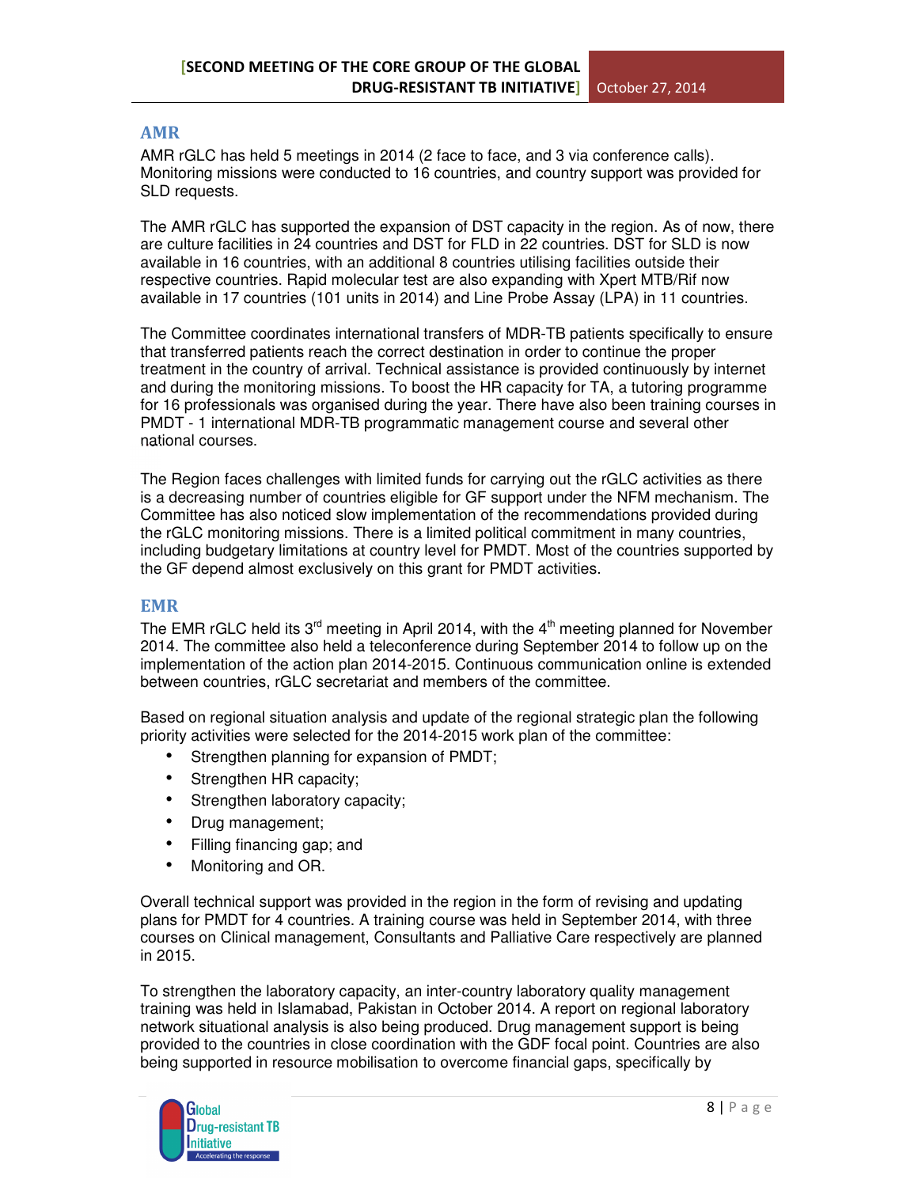## AMR

AMR rGLC has held 5 meetings in 2014 (2 face to face, and 3 via conference calls). Monitoring missions were conducted to 16 countries, and country support was provided for SLD requests.

The AMR rGLC has supported the expansion of DST capacity in the region. As of now, there are culture facilities in 24 countries and DST for FLD in 22 countries. DST for SLD is now available in 16 countries, with an additional 8 countries utilising facilities outside their respective countries. Rapid molecular test are also expanding with Xpert MTB/Rif now available in 17 countries (101 units in 2014) and Line Probe Assay (LPA) in 11 countries.

The Committee coordinates international transfers of MDR-TB patients specifically to ensure that transferred patients reach the correct destination in order to continue the proper treatment in the country of arrival. Technical assistance is provided continuously by internet and during the monitoring missions. To boost the HR capacity for TA, a tutoring programme for 16 professionals was organised during the year. There have also been training courses in PMDT - 1 international MDR-TB programmatic management course and several other national courses.

The Region faces challenges with limited funds for carrying out the rGLC activities as there is a decreasing number of countries eligible for GF support under the NFM mechanism. The Committee has also noticed slow implementation of the recommendations provided during the rGLC monitoring missions. There is a limited political commitment in many countries, including budgetary limitations at country level for PMDT. Most of the countries supported by the GF depend almost exclusively on this grant for PMDT activities.

## EMR

The EMR rGLC held its 3rd meeting in April 2014, with the 4th meeting planned for November 2014. The committee also held a teleconference during September 2014 to follow up on the implementation of the action plan 2014-2015. Continuous communication online is extended between countries, rGLC secretariat and members of the committee.

Based on regional situation analysis and update of the regional strategic plan the following priority activities were selected for the 2014-2015 work plan of the committee:

- Strengthen planning for expansion of PMDT;
- Strengthen HR capacity;
- Strengthen laboratory capacity;
- Drug management;
- Filling financing gap; and
- Monitoring and OR.

Overall technical support was provided in the region in the form of revising and updating plans for PMDT for 4 countries. A training course was held in September 2014, with three courses on Clinical management, Consultants and Palliative Care respectively are planned in 2015.

To strengthen the laboratory capacity, an inter-country laboratory quality management training was held in Islamabad, Pakistan in October 2014. A report on regional laboratory network situational analysis is also being produced. Drug management support is being provided to the countries in close coordination with the GDF focal point. Countries are also being supported in resource mobilisation to overcome financial gaps, specifically by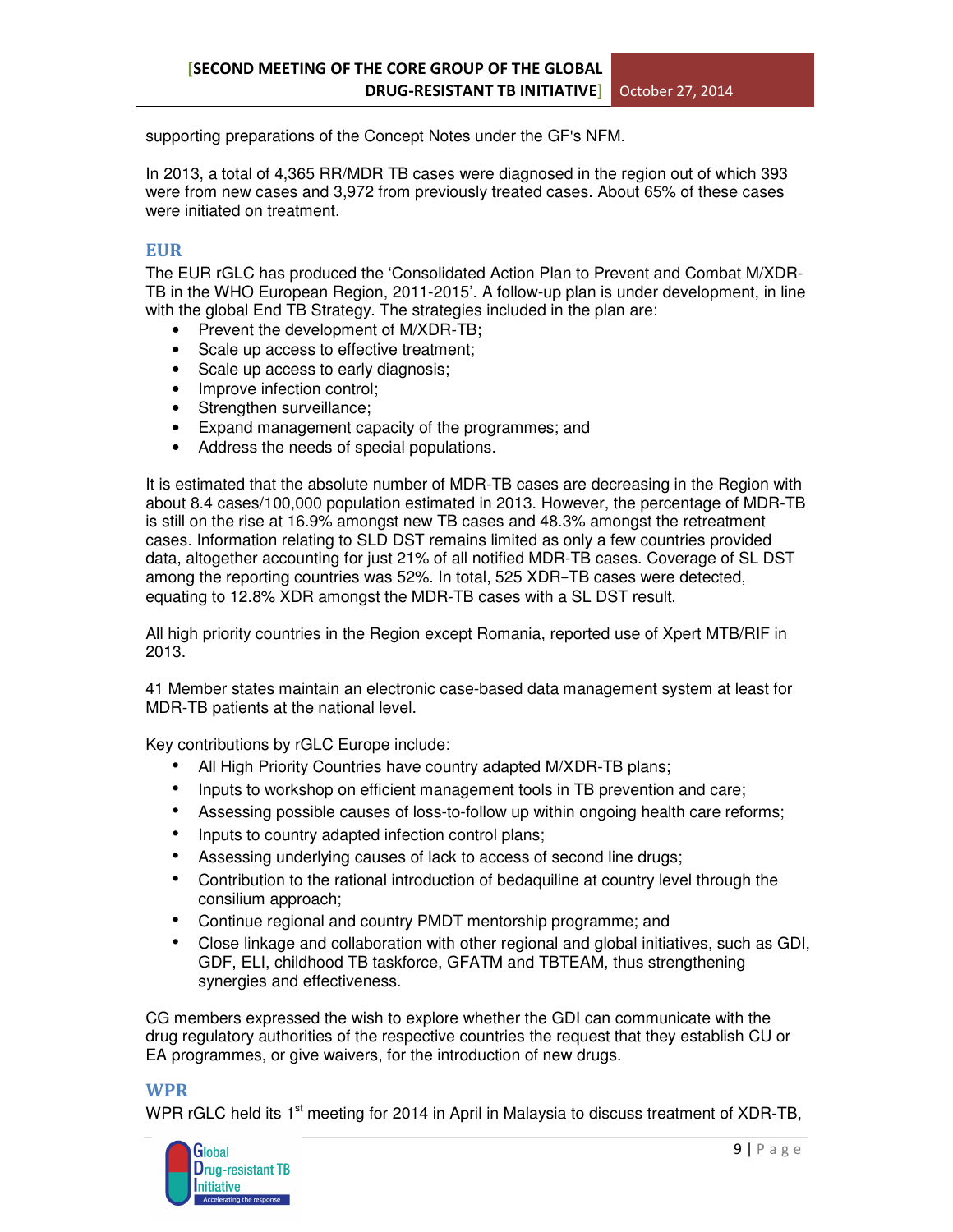supporting preparations of the Concept Notes under the GF's NFM.

In 2013, a total of 4,365 RR/MDR TB cases were diagnosed in the region out of which 393 were from new cases and 3,972 from previously treated cases. About 65% of these cases were initiated on treatment.

## EUR

The EUR rGLC has produced the 'Consolidated Action Plan to Prevent and Combat M/XDR-TB in the WHO European Region, 2011-2015'. A follow-up plan is under development, in line with the global End TB Strategy. The strategies included in the plan are:

- Prevent the development of M/XDR-TB;
- Scale up access to effective treatment;
- Scale up access to early diagnosis;
- Improve infection control;
- Strengthen surveillance;
- Expand management capacity of the programmes; and
- Address the needs of special populations.

It is estimated that the absolute number of MDR-TB cases are decreasing in the Region with about 8.4 cases/100,000 population estimated in 2013. However, the percentage of MDR-TB is still on the rise at 16.9% amongst new TB cases and 48.3% amongst the retreatment cases. Information relating to SLD DST remains limited as only a few countries provided data, altogether accounting for just 21% of all notified MDR-TB cases. Coverage of SL DST among the reporting countries was 52%. In total, 525 XDR–TB cases were detected, equating to 12.8% XDR amongst the MDR-TB cases with a SL DST result.

All high priority countries in the Region except Romania, reported use of Xpert MTB/RIF in 2013.

41 Member states maintain an electronic case-based data management system at least for MDR-TB patients at the national level.

Key contributions by rGLC Europe include:

- All High Priority Countries have country adapted M/XDR-TB plans;
- Inputs to workshop on efficient management tools in TB prevention and care;
- Assessing possible causes of loss-to-follow up within ongoing health care reforms;
- Inputs to country adapted infection control plans;
- Assessing underlying causes of lack to access of second line drugs;
- Contribution to the rational introduction of bedaquiline at country level through the consilium approach;
- Continue regional and country PMDT mentorship programme; and
- Close linkage and collaboration with other regional and global initiatives, such as GDI, GDF, ELI, childhood TB taskforce, GFATM and TBTEAM, thus strengthening synergies and effectiveness.

CG members expressed the wish to explore whether the GDI can communicate with the drug regulatory authorities of the respective countries the request that they establish CU or EA programmes, or give waivers, for the introduction of new drugs.

## WPR

WPR rGLC held its 1st meeting for 2014 in April in Malaysia to discuss treatment of XDR-TB,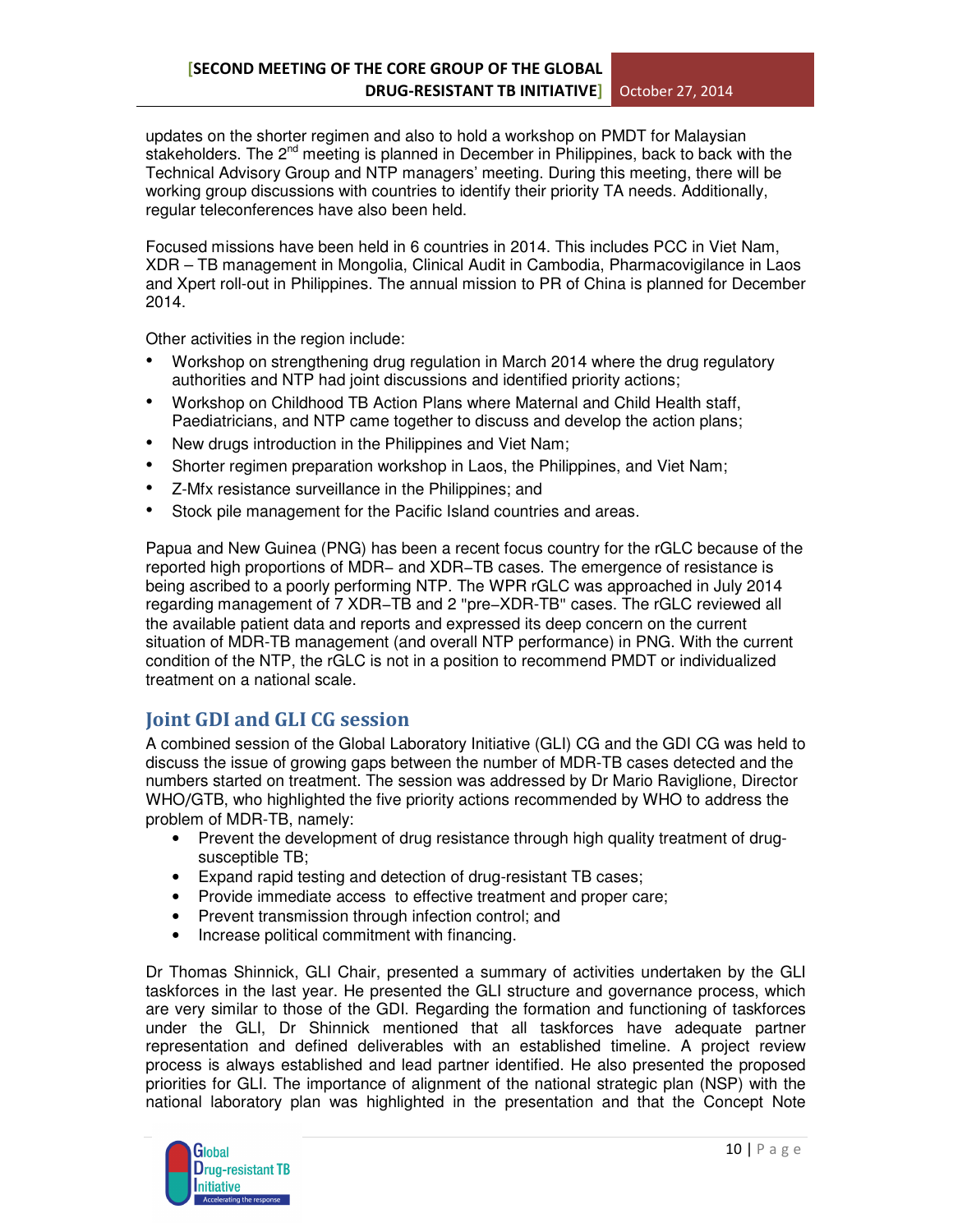updates on the shorter regimen and also to hold a workshop on PMDT for Malaysian stakeholders. The 2nd meeting is planned in December in Philippines, back to back with the Technical Advisory Group and NTP managers' meeting. During this meeting, there will be working group discussions with countries to identify their priority TA needs. Additionally, regular teleconferences have also been held.

Focused missions have been held in 6 countries in 2014. This includes PCC in Viet Nam, XDR – TB management in Mongolia, Clinical Audit in Cambodia, Pharmacovigilance in Laos and Xpert roll-out in Philippines. The annual mission to PR of China is planned for December 2014.

Other activities in the region include:

- Workshop on strengthening drug regulation in March 2014 where the drug regulatory authorities and NTP had joint discussions and identified priority actions;
- Workshop on Childhood TB Action Plans where Maternal and Child Health staff, Paediatricians, and NTP came together to discuss and develop the action plans;
- New drugs introduction in the Philippines and Viet Nam;
- Shorter regimen preparation workshop in Laos, the Philippines, and Viet Nam;
- Z-Mfx resistance surveillance in the Philippines; and
- Stock pile management for the Pacific Island countries and areas.

Papua and New Guinea (PNG) has been a recent focus country for the rGLC because of the reported high proportions of MDR– and XDR–TB cases. The emergence of resistance is being ascribed to a poorly performing NTP. The WPR rGLC was approached in July 2014 regarding management of 7 XDR–TB and 2 "pre–XDR-TB" cases. The rGLC reviewed all the available patient data and reports and expressed its deep concern on the current situation of MDR-TB management (and overall NTP performance) in PNG. With the current condition of the NTP, the rGLC is not in a position to recommend PMDT or individualized treatment on a national scale.

## Joint GDI and GLI CG session

A combined session of the Global Laboratory Initiative (GLI) CG and the GDI CG was held to discuss the issue of growing gaps between the number of MDR-TB cases detected and the numbers started on treatment. The session was addressed by Dr Mario Raviglione, Director WHO/GTB, who highlighted the five priority actions recommended by WHO to address the problem of MDR-TB, namely:

- Prevent the development of drug resistance through high quality treatment of drug-susceptible TB;
- Expand rapid testing and detection of drug-resistant TB cases;
- Provide immediate access to effective treatment and proper care;
- Prevent transmission through infection control; and
- Increase political commitment with financing.

Dr Thomas Shinnick, GLI Chair, presented a summary of activities undertaken by the GLI taskforces in the last year. He presented the GLI structure and governance process, which are very similar to those of the GDI. Regarding the formation and functioning of taskforces under the GLI, Dr Shinnick mentioned that all taskforces have adequate partner representation and defined deliverables with an established timeline. A project review process is always established and lead partner identified. He also presented the proposed priorities for GLI. The importance of alignment of the national strategic plan (NSP) with the national laboratory plan was highlighted in the presentation and that the Concept Note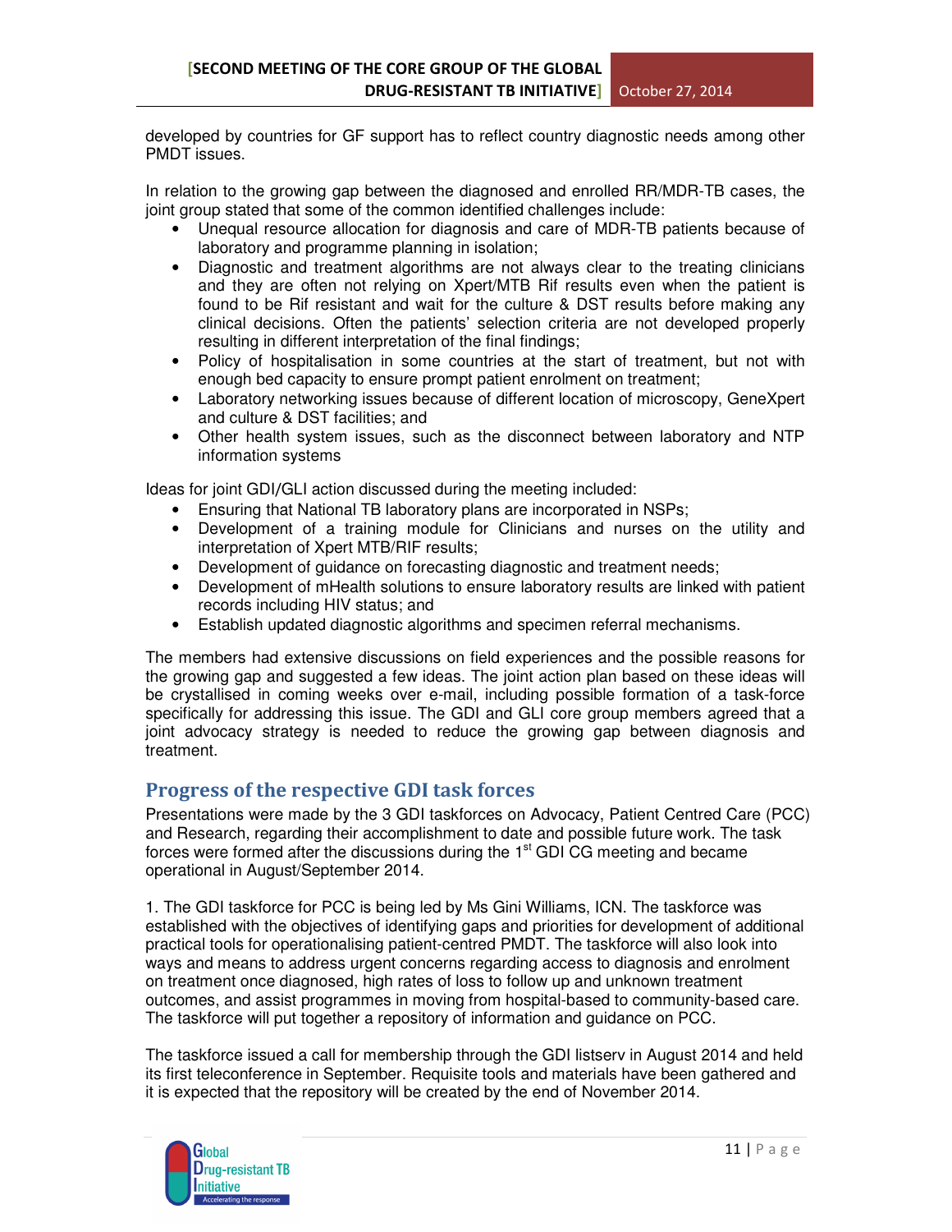developed by countries for GF support has to reflect country diagnostic needs among other PMDT issues.

In relation to the growing gap between the diagnosed and enrolled RR/MDR-TB cases, the joint group stated that some of the common identified challenges include:

- Unequal resource allocation for diagnosis and care of MDR-TB patients because of laboratory and programme planning in isolation;
- Diagnostic and treatment algorithms are not always clear to the treating clinicians and they are often not relying on Xpert/MTB Rif results even when the patient is found to be Rif resistant and wait for the culture & DST results before making any clinical decisions. Often the patients' selection criteria are not developed properly resulting in different interpretation of the final findings;
- Policy of hospitalisation in some countries at the start of treatment, but not with enough bed capacity to ensure prompt patient enrolment on treatment;
- Laboratory networking issues because of different location of microscopy, GeneXpert and culture & DST facilities; and
- Other health system issues, such as the disconnect between laboratory and NTP information systems

Ideas for joint GDI/GLI action discussed during the meeting included:

- Ensuring that National TB laboratory plans are incorporated in NSPs;
- Development of a training module for Clinicians and nurses on the utility and interpretation of Xpert MTB/RIF results;
- Development of guidance on forecasting diagnostic and treatment needs;
- Development of mHealth solutions to ensure laboratory results are linked with patient records including HIV status; and
- Establish updated diagnostic algorithms and specimen referral mechanisms.

The members had extensive discussions on field experiences and the possible reasons for the growing gap and suggested a few ideas. The joint action plan based on these ideas will be crystallised in coming weeks over e-mail, including possible formation of a task-force specifically for addressing this issue. The GDI and GLI core group members agreed that a joint advocacy strategy is needed to reduce the growing gap between diagnosis and treatment.

## Progress of the respective GDI task forces

Presentations were made by the 3 GDI taskforces on Advocacy, Patient Centred Care (PCC) and Research, regarding their accomplishment to date and possible future work. The task forces were formed after the discussions during the 1st GDI CG meeting and became operational in August/September 2014.

1. The GDI taskforce for PCC is being led by Ms Gini Williams, ICN. The taskforce was established with the objectives of identifying gaps and priorities for development of additional practical tools for operationalising patient-centred PMDT. The taskforce will also look into ways and means to address urgent concerns regarding access to diagnosis and enrolment on treatment once diagnosed, high rates of loss to follow up and unknown treatment outcomes, and assist programmes in moving from hospital-based to community-based care. The taskforce will put together a repository of information and guidance on PCC.

The taskforce issued a call for membership through the GDI listserv in August 2014 and held its first teleconference in September. Requisite tools and materials have been gathered and it is expected that the repository will be created by the end of November 2014.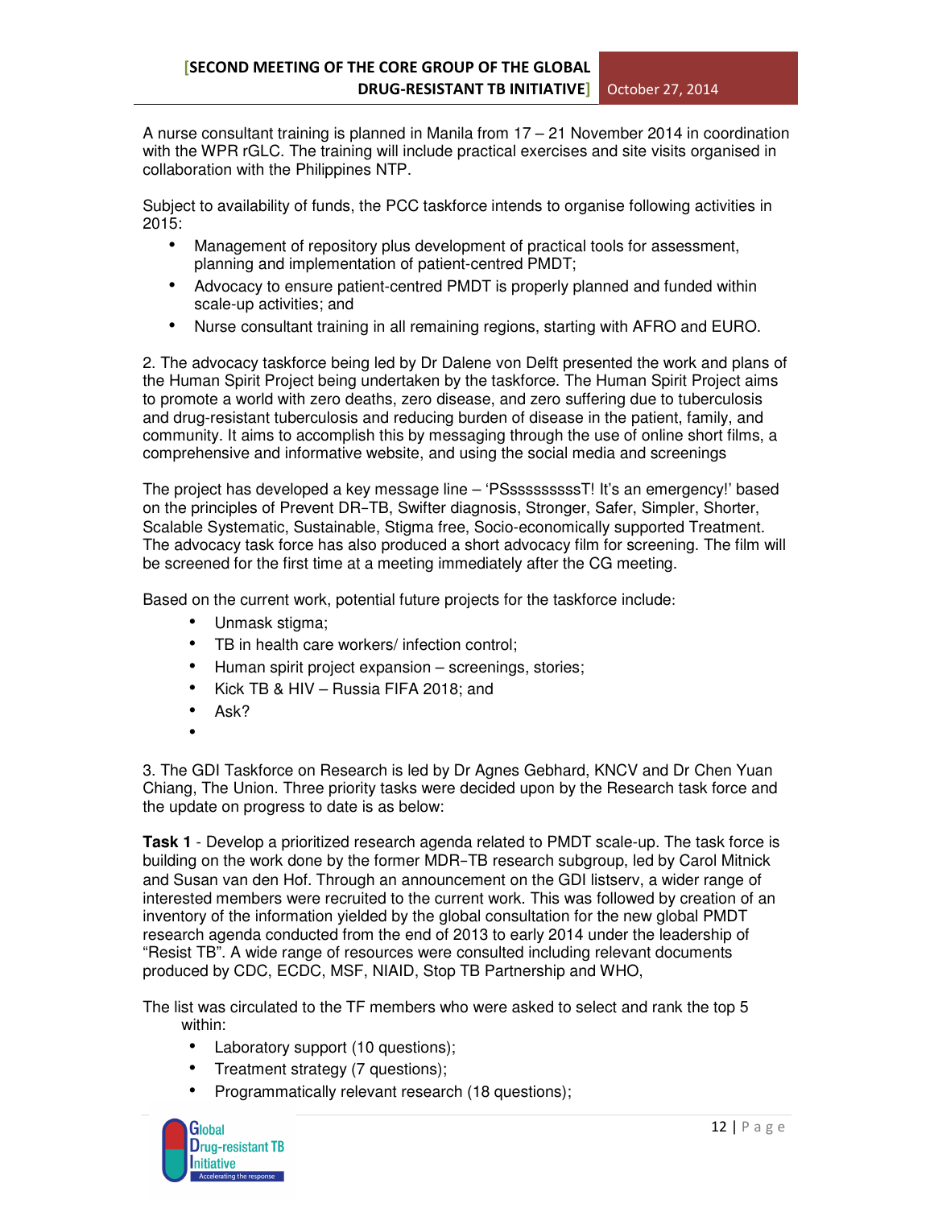A nurse consultant training is planned in Manila from 17 – 21 November 2014 in coordination with the WPR rGLC. The training will include practical exercises and site visits organised in collaboration with the Philippines NTP.

Subject to availability of funds, the PCC taskforce intends to organise following activities in 2015:

- Management of repository plus development of practical tools for assessment, planning and implementation of patient-centred PMDT;
- Advocacy to ensure patient-centred PMDT is properly planned and funded within scale-up activities; and
- Nurse consultant training in all remaining regions, starting with AFRO and EURO.

2. The advocacy taskforce being led by Dr Dalene von Delft presented the work and plans of the Human Spirit Project being undertaken by the taskforce. The Human Spirit Project aims to promote a world with zero deaths, zero disease, and zero suffering due to tuberculosis and drug-resistant tuberculosis and reducing burden of disease in the patient, family, and community. It aims to accomplish this by messaging through the use of online short films, a comprehensive and informative website, and using the social media and screenings

The project has developed a key message line – 'PSsssssssssT! It's an emergency!' based on the principles of Prevent DR-TB, Swifter diagnosis, Stronger, Safer, Simpler, Shorter, Scalable Systematic, Sustainable, Stigma free, Socio-economically supported Treatment. The advocacy task force has also produced a short advocacy film for screening. The film will be screened for the first time at a meeting immediately after the CG meeting.

Based on the current work, potential future projects for the taskforce include:

- Unmask stigma;
- TB in health care workers/ infection control;
- Human spirit project expansion – screenings, stories;
- Kick TB & HIV – Russia FIFA 2018; and
- Ask?
- 

3. The GDI Taskforce on Research is led by Dr Agnes Gebhard, KNCV and Dr Chen Yuan Chiang, The Union. Three priority tasks were decided upon by the Research task force and the update on progress to date is as below:

**Task 1** - Develop a prioritized research agenda related to PMDT scale-up. The task force is building on the work done by the former MDR-TB research subgroup, led by Carol Mitnick and Susan van den Hof. Through an announcement on the GDI listserv, a wider range of interested members were recruited to the current work. This was followed by creation of an inventory of the information yielded by the global consultation for the new global PMDT research agenda conducted from the end of 2013 to early 2014 under the leadership of "Resist TB". A wide range of resources were consulted including relevant documents produced by CDC, ECDC, MSF, NIAID, Stop TB Partnership and WHO,

The list was circulated to the TF members who were asked to select and rank the top 5 within:

- Laboratory support (10 questions);
- Treatment strategy (7 questions);
- Programmatically relevant research (18 questions);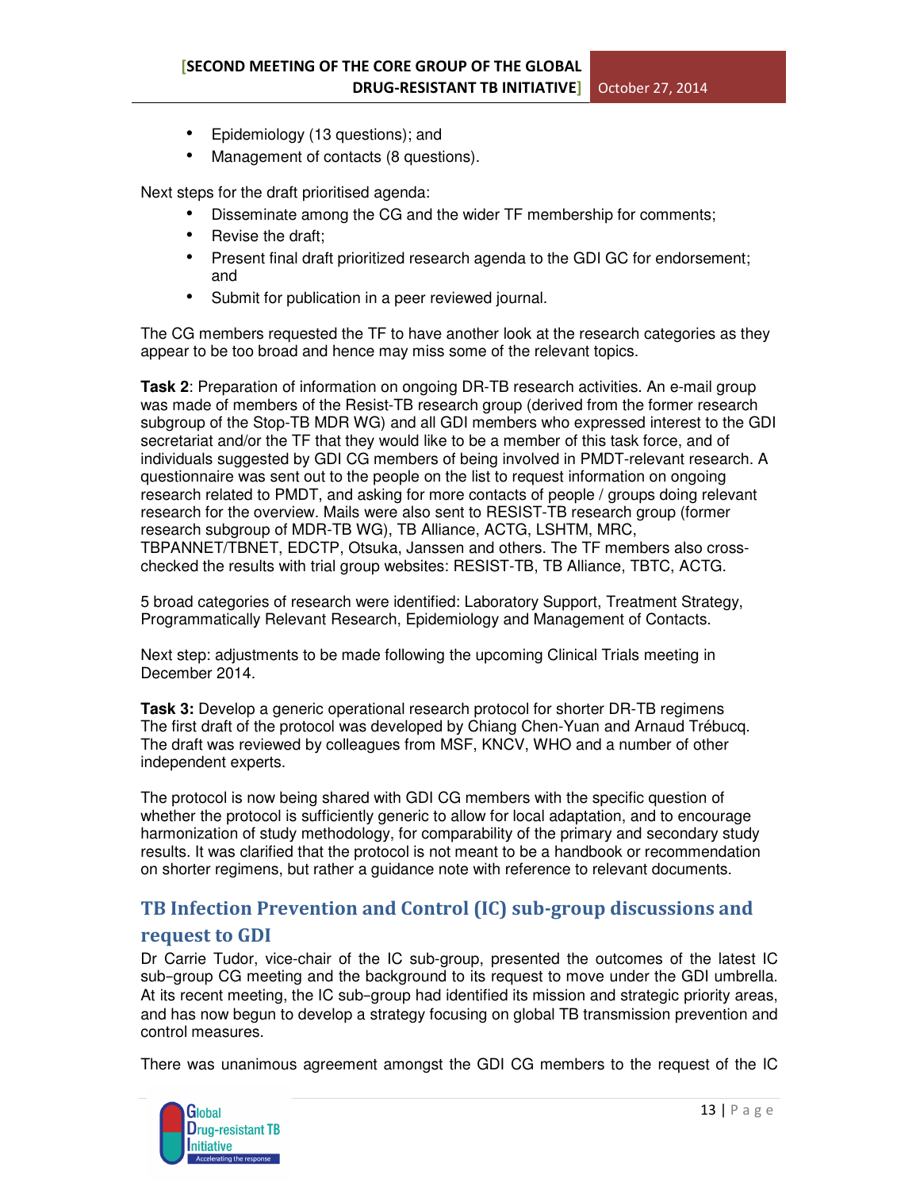- Epidemiology (13 questions); and
- Management of contacts (8 questions).

Next steps for the draft prioritised agenda:

- Disseminate among the CG and the wider TF membership for comments;
- Revise the draft;
- Present final draft prioritized research agenda to the GDI GC for endorsement; and
- Submit for publication in a peer reviewed journal.

The CG members requested the TF to have another look at the research categories as they appear to be too broad and hence may miss some of the relevant topics.

**Task 2**: Preparation of information on ongoing DR-TB research activities. An e-mail group was made of members of the Resist-TB research group (derived from the former research subgroup of the Stop-TB MDR WG) and all GDI members who expressed interest to the GDI secretariat and/or the TF that they would like to be a member of this task force, and of individuals suggested by GDI CG members of being involved in PMDT-relevant research. A questionnaire was sent out to the people on the list to request information on ongoing research related to PMDT, and asking for more contacts of people / groups doing relevant research for the overview. Mails were also sent to RESIST-TB research group (former research subgroup of MDR-TB WG), TB Alliance, ACTG, LSHTM, MRC, TBPANNET/TBNET, EDCTP, Otsuka, Janssen and others. The TF members also cross-checked the results with trial group websites: RESIST-TB, TB Alliance, TBTC, ACTG.

5 broad categories of research were identified: Laboratory Support, Treatment Strategy, Programmatically Relevant Research, Epidemiology and Management of Contacts.

Next step: adjustments to be made following the upcoming Clinical Trials meeting in December 2014.

**Task 3:** Develop a generic operational research protocol for shorter DR-TB regimens
The first draft of the protocol was developed by Chiang Chen-Yuan and Arnaud Trébucq. The draft was reviewed by colleagues from MSF, KNCV, WHO and a number of other independent experts.

The protocol is now being shared with GDI CG members with the specific question of whether the protocol is sufficiently generic to allow for local adaptation, and to encourage harmonization of study methodology, for comparability of the primary and secondary study results. It was clarified that the protocol is not meant to be a handbook or recommendation on shorter regimens, but rather a guidance note with reference to relevant documents.

## TB Infection Prevention and Control (IC) sub-group discussions and request to GDI

Dr Carrie Tudor, vice-chair of the IC sub-group, presented the outcomes of the latest IC sub–group CG meeting and the background to its request to move under the GDI umbrella. At its recent meeting, the IC sub–group had identified its mission and strategic priority areas, and has now begun to develop a strategy focusing on global TB transmission prevention and control measures.

There was unanimous agreement amongst the GDI CG members to the request of the IC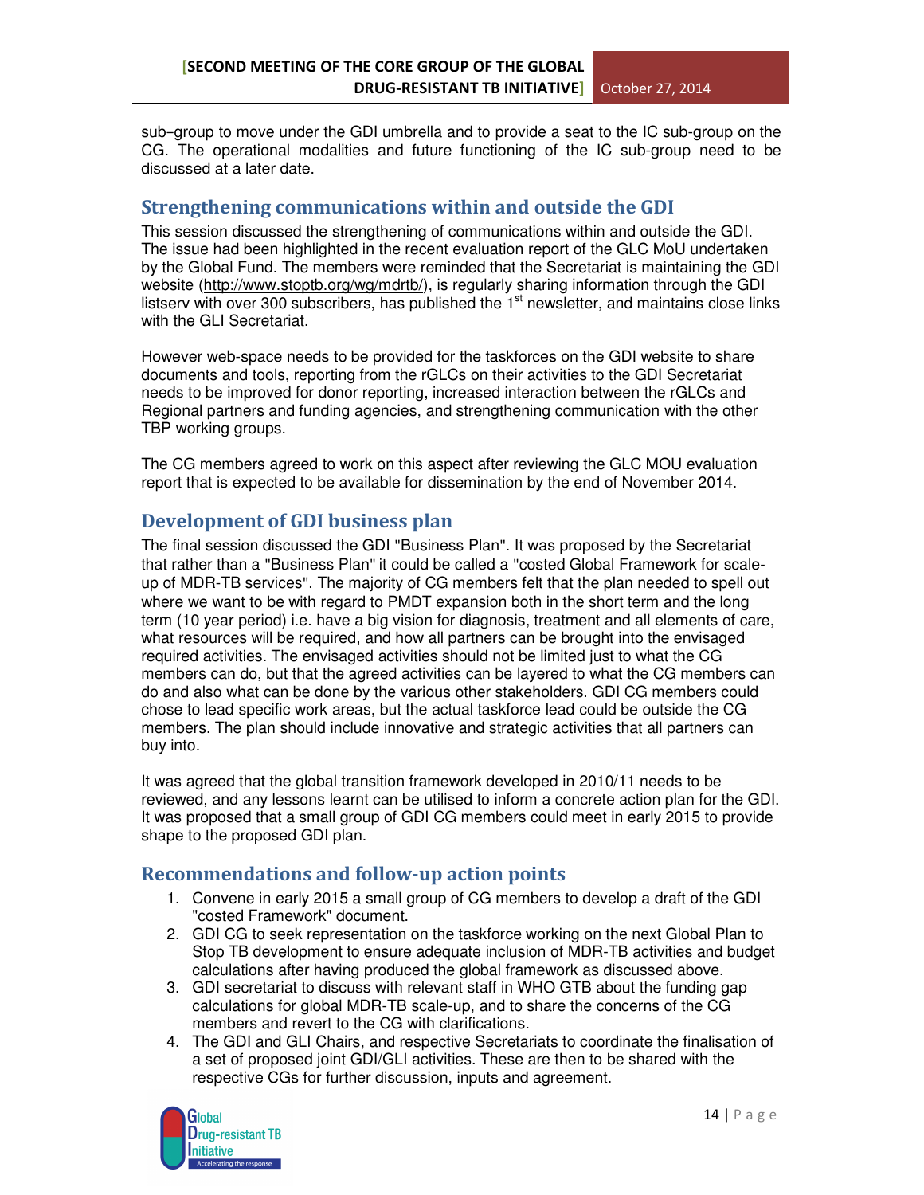sub–group to move under the GDI umbrella and to provide a seat to the IC sub-group on the CG. The operational modalities and future functioning of the IC sub-group need to be discussed at a later date.

## Strengthening communications within and outside the GDI

This session discussed the strengthening of communications within and outside the GDI. The issue had been highlighted in the recent evaluation report of the GLC MoU undertaken by the Global Fund. The members were reminded that the Secretariat is maintaining the GDI website (http://www.stoptb.org/wg/mdrtb/), is regularly sharing information through the GDI listserv with over 300 subscribers, has published the 1st newsletter, and maintains close links with the GLI Secretariat.

However web-space needs to be provided for the taskforces on the GDI website to share documents and tools, reporting from the rGLCs on their activities to the GDI Secretariat needs to be improved for donor reporting, increased interaction between the rGLCs and Regional partners and funding agencies, and strengthening communication with the other TBP working groups.

The CG members agreed to work on this aspect after reviewing the GLC MOU evaluation report that is expected to be available for dissemination by the end of November 2014.

## Development of GDI business plan

The final session discussed the GDI "Business Plan". It was proposed by the Secretariat that rather than a "Business Plan" it could be called a "costed Global Framework for scale-up of MDR-TB services". The majority of CG members felt that the plan needed to spell out where we want to be with regard to PMDT expansion both in the short term and the long term (10 year period) i.e. have a big vision for diagnosis, treatment and all elements of care, what resources will be required, and how all partners can be brought into the envisaged required activities. The envisaged activities should not be limited just to what the CG members can do, but that the agreed activities can be layered to what the CG members can do and also what can be done by the various other stakeholders. GDI CG members could chose to lead specific work areas, but the actual taskforce lead could be outside the CG members. The plan should include innovative and strategic activities that all partners can buy into.

It was agreed that the global transition framework developed in 2010/11 needs to be reviewed, and any lessons learnt can be utilised to inform a concrete action plan for the GDI. It was proposed that a small group of GDI CG members could meet in early 2015 to provide shape to the proposed GDI plan.

## Recommendations and follow-up action points

1. Convene in early 2015 a small group of CG members to develop a draft of the GDI "costed Framework" document.
2. GDI CG to seek representation on the taskforce working on the next Global Plan to Stop TB development to ensure adequate inclusion of MDR-TB activities and budget calculations after having produced the global framework as discussed above.
3. GDI secretariat to discuss with relevant staff in WHO GTB about the funding gap calculations for global MDR-TB scale-up, and to share the concerns of the CG members and revert to the CG with clarifications.
4. The GDI and GLI Chairs, and respective Secretariats to coordinate the finalisation of a set of proposed joint GDI/GLI activities. These are then to be shared with the respective CGs for further discussion, inputs and agreement.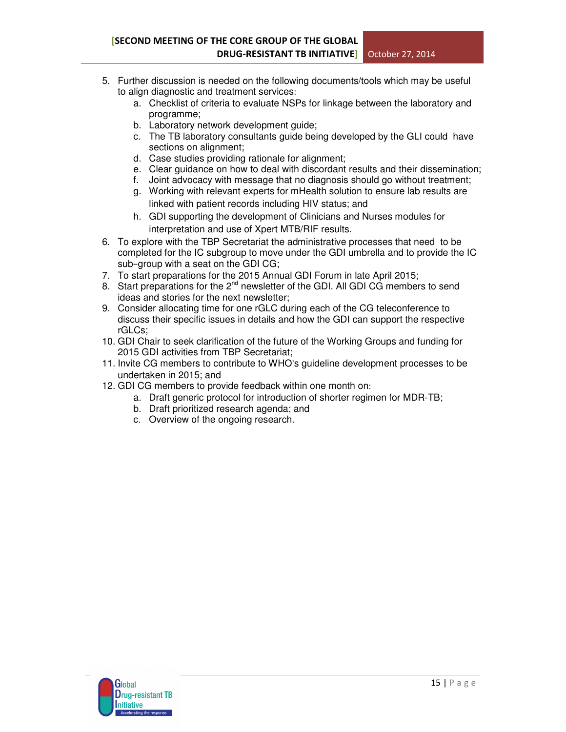5. Further discussion is needed on the following documents/tools which may be useful to align diagnostic and treatment services:
   a. Checklist of criteria to evaluate NSPs for linkage between the laboratory and programme;
   b. Laboratory network development guide;
   c. The TB laboratory consultants guide being developed by the GLI could have sections on alignment;
   d. Case studies providing rationale for alignment;
   e. Clear guidance on how to deal with discordant results and their dissemination;
   f. Joint advocacy with message that no diagnosis should go without treatment;
   g. Working with relevant experts for mHealth solution to ensure lab results are linked with patient records including HIV status; and
   h. GDI supporting the development of Clinicians and Nurses modules for interpretation and use of Xpert MTB/RIF results.
6. To explore with the TBP Secretariat the administrative processes that need to be completed for the IC subgroup to move under the GDI umbrella and to provide the IC sub-group with a seat on the GDI CG;
7. To start preparations for the 2015 Annual GDI Forum in late April 2015;
8. Start preparations for the 2nd newsletter of the GDI. All GDI CG members to send ideas and stories for the next newsletter;
9. Consider allocating time for one rGLC during each of the CG teleconference to discuss their specific issues in details and how the GDI can support the respective rGLCs;
10. GDI Chair to seek clarification of the future of the Working Groups and funding for 2015 GDI activities from TBP Secretariat;
11. Invite CG members to contribute to WHO's guideline development processes to be undertaken in 2015; and
12. GDI CG members to provide feedback within one month on:
    a. Draft generic protocol for introduction of shorter regimen for MDR-TB;
    b. Draft prioritized research agenda; and
    c. Overview of the ongoing research.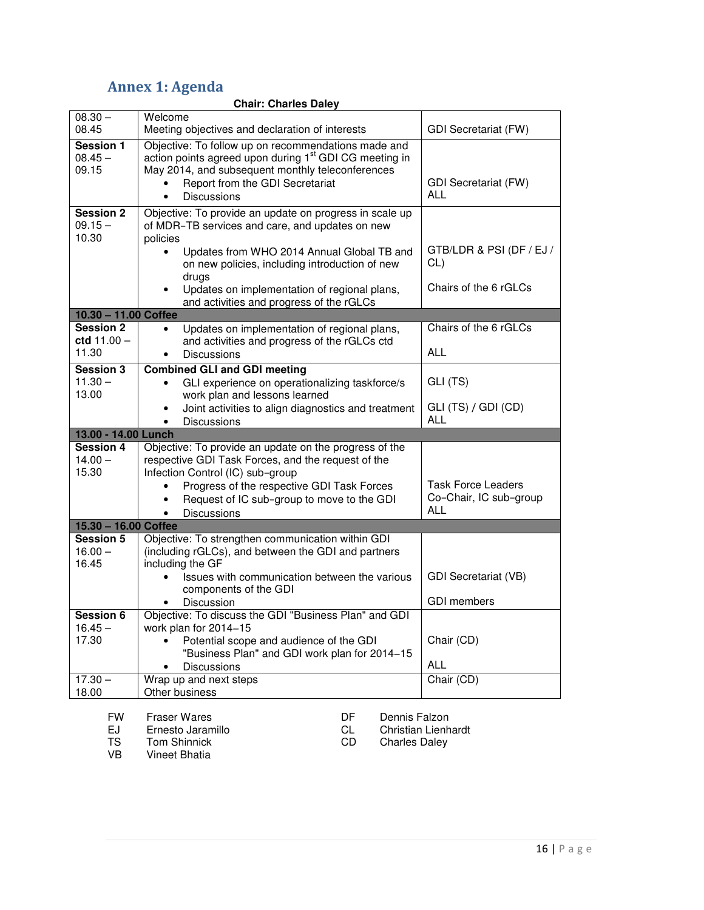## Annex 1: Agenda

**Chair: Charles Daley**

| | | |
|---|---|---|
| 08.30 – 08.45 | Welcome<br>Meeting objectives and declaration of interests | GDI Secretariat (FW) |
| **Session 1** 08.45 – 09.15 | Objective: To follow up on recommendations made and action points agreed upon during 1st GDI CG meeting in May 2014, and subsequent monthly teleconferences<br>• Report from the GDI Secretariat<br>• Discussions | GDI Secretariat (FW)<br>ALL |
| **Session 2** 09.15 – 10.30 | Objective: To provide an update on progress in scale up of MDR-TB services and care, and updates on new policies<br>• Updates from WHO 2014 Annual Global TB and on new policies, including introduction of new drugs<br>• Updates on implementation of regional plans, and activities and progress of the rGLCs | GTB/LDR & PSI (DF / EJ / CL)<br>Chairs of the 6 rGLCs |
| **10.30 – 11.00 Coffee** | | |
| **Session 2 ctd** 11.00 – 11.30 | • Updates on implementation of regional plans, and activities and progress of the rGLCs ctd<br>• Discussions | Chairs of the 6 rGLCs<br>ALL |
| **Session 3** 11.30 – 13.00 | **Combined GLI and GDI meeting**<br>• GLI experience on operationalizing taskforce/s work plan and lessons learned<br>• Joint activities to align diagnostics and treatment<br>• Discussions | GLI (TS)<br>GLI (TS) / GDI (CD)<br>ALL |
| **13.00 - 14.00 Lunch** | | |
| **Session 4** 14.00 – 15.30 | Objective: To provide an update on the progress of the respective GDI Task Forces, and the request of the Infection Control (IC) sub-group<br>• Progress of the respective GDI Task Forces<br>• Request of IC sub-group to move to the GDI<br>• Discussions | Task Force Leaders<br>Co-Chair, IC sub-group<br>ALL |
| **15.30 – 16.00 Coffee** | | |
| **Session 5** 16.00 – 16.45 | Objective: To strengthen communication within GDI (including rGLCs), and between the GDI and partners including the GF<br>• Issues with communication between the various components of the GDI<br>• Discussion | GDI Secretariat (VB)<br>GDI members |
| **Session 6** 16.45 – 17.30 | Objective: To discuss the GDI "Business Plan" and GDI work plan for 2014–15<br>• Potential scope and audience of the GDI "Business Plan" and GDI work plan for 2014–15<br>• Discussions | Chair (CD)<br>ALL |
| 17.30 – 18.00 | Wrap up and next steps<br>Other business | Chair (CD) |

| | | | |
|---|---|---|---|
| FW | Fraser Wares | DF | Dennis Falzon |
| EJ | Ernesto Jaramillo | CL | Christian Lienhardt |
| TS | Tom Shinnick | CD | Charles Daley |
| VB | Vineet Bhatia | | |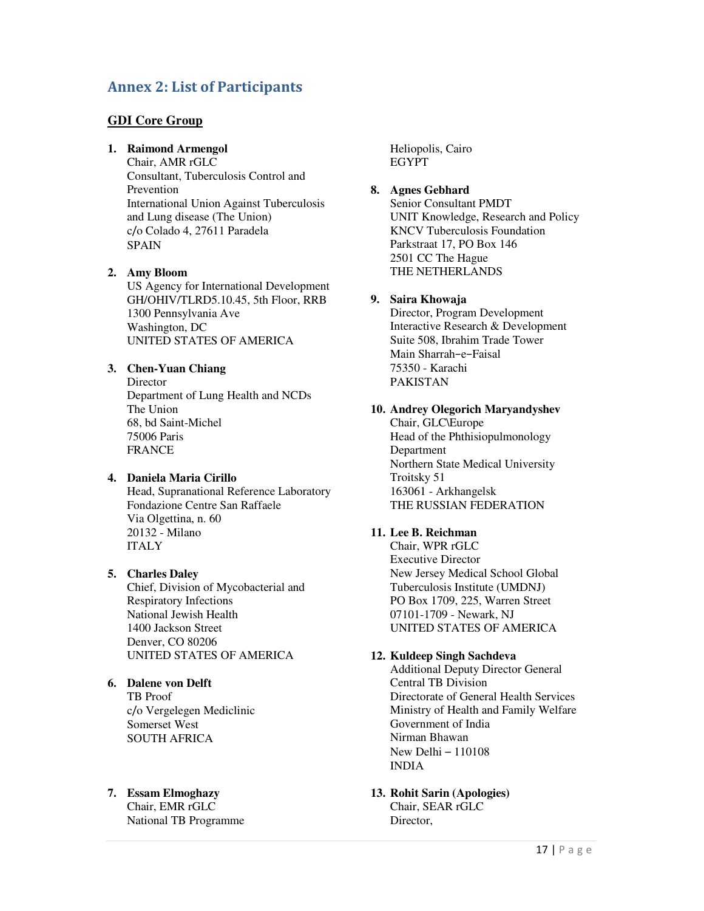## Annex 2: List of Participants

### GDI Core Group

1. **Raimond Armengol**
   Chair, AMR rGLC
   Consultant, Tuberculosis Control and Prevention
   International Union Against Tuberculosis and Lung disease (The Union)
   c/o Colado 4, 27611 Paradela
   SPAIN

2. **Amy Bloom**
   US Agency for International Development
   GH/OHIV/TLRD5.10.45, 5th Floor, RRB
   1300 Pennsylvania Ave
   Washington, DC
   UNITED STATES OF AMERICA

3. **Chen-Yuan Chiang**
   Director
   Department of Lung Health and NCDs
   The Union
   68, bd Saint-Michel
   75006 Paris
   FRANCE

4. **Daniela Maria Cirillo**
   Head, Supranational Reference Laboratory
   Fondazione Centre San Raffaele
   Via Olgettina, n. 60
   20132 - Milano
   ITALY

5. **Charles Daley**
   Chief, Division of Mycobacterial and Respiratory Infections
   National Jewish Health
   1400 Jackson Street
   Denver, CO 80206
   UNITED STATES OF AMERICA

6. **Dalene von Delft**
   TB Proof
   c/o Vergelegen Mediclinic
   Somerset West
   SOUTH AFRICA

7. **Essam Elmoghazy**
   Chair, EMR rGLC
   National TB Programme
   Heliopolis, Cairo
   EGYPT

8. **Agnes Gebhard**
   Senior Consultant PMDT
   UNIT Knowledge, Research and Policy
   KNCV Tuberculosis Foundation
   Parkstraat 17, PO Box 146
   2501 CC The Hague
   THE NETHERLANDS

9. **Saira Khowaja**
   Director, Program Development
   Interactive Research & Development
   Suite 508, Ibrahim Trade Tower
   Main Sharrah−e−Faisal
   75350 - Karachi
   PAKISTAN

10. **Andrey Olegorich Maryandyshev**
    Chair, GLC\Europe
    Head of the Phthisiopulmonology Department
    Northern State Medical University
    Troitsky 51
    163061 - Arkhangelsk
    THE RUSSIAN FEDERATION

11. **Lee B. Reichman**
    Chair, WPR rGLC
    Executive Director
    New Jersey Medical School Global Tuberculosis Institute (UMDNJ)
    PO Box 1709, 225, Warren Street
    07101-1709 - Newark, NJ
    UNITED STATES OF AMERICA

12. **Kuldeep Singh Sachdeva**
    Additional Deputy Director General
    Central TB Division
    Directorate of General Health Services
    Ministry of Health and Family Welfare
    Government of India
    Nirman Bhawan
    New Delhi – 110108
    INDIA

13. **Rohit Sarin (Apologies)**
    Chair, SEAR rGLC
    Director,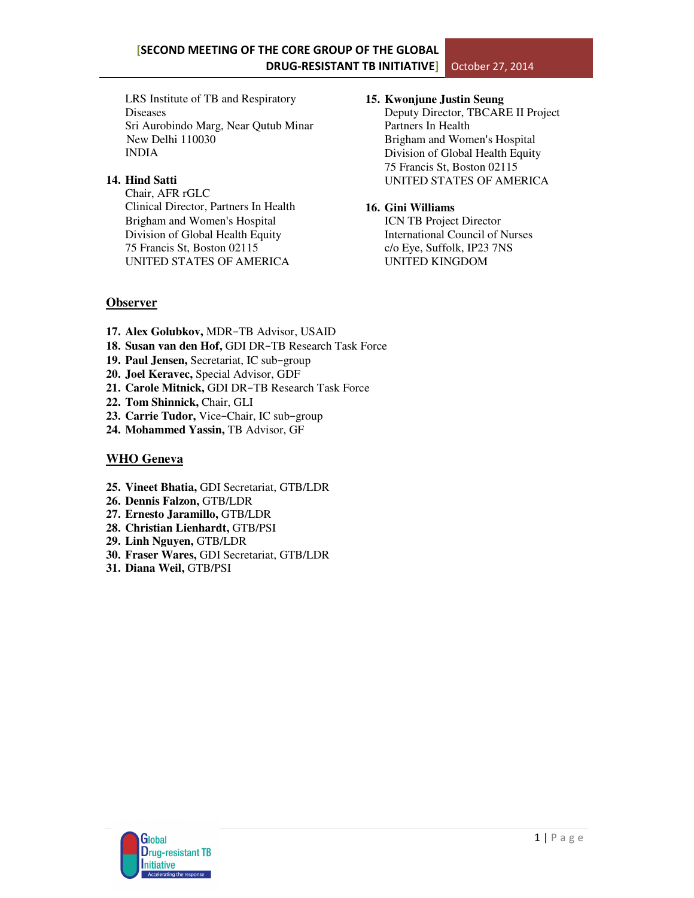LRS Institute of TB and Respiratory Diseases
Sri Aurobindo Marg, Near Qutub Minar
New Delhi 110030
INDIA

14. **Hind Satti**
    Chair, AFR rGLC
    Clinical Director, Partners In Health
    Brigham and Women's Hospital
    Division of Global Health Equity
    75 Francis St, Boston 02115
    UNITED STATES OF AMERICA

15. **Kwonjune Justin Seung**
    Deputy Director, TBCARE II Project
    Partners In Health
    Brigham and Women's Hospital
    Division of Global Health Equity
    75 Francis St, Boston 02115
    UNITED STATES OF AMERICA

16. **Gini Williams**
    ICN TB Project Director
    International Council of Nurses
    c/o Eye, Suffolk, IP23 7NS
    UNITED KINGDOM

## Observer

17. **Alex Golubkov,** MDR-TB Advisor, USAID
18. **Susan van den Hof,** GDI DR-TB Research Task Force
19. **Paul Jensen,** Secretariat, IC sub-group
20. **Joel Keravec,** Special Advisor, GDF
21. **Carole Mitnick,** GDI DR-TB Research Task Force
22. **Tom Shinnick,** Chair, GLI
23. **Carrie Tudor,** Vice-Chair, IC sub-group
24. **Mohammed Yassin,** TB Advisor, GF

## WHO Geneva

25. **Vineet Bhatia,** GDI Secretariat, GTB/LDR
26. **Dennis Falzon,** GTB/LDR
27. **Ernesto Jaramillo,** GTB/LDR
28. **Christian Lienhardt,** GTB/PSI
29. **Linh Nguyen,** GTB/LDR
30. **Fraser Wares,** GDI Secretariat, GTB/LDR
31. **Diana Weil,** GTB/PSI